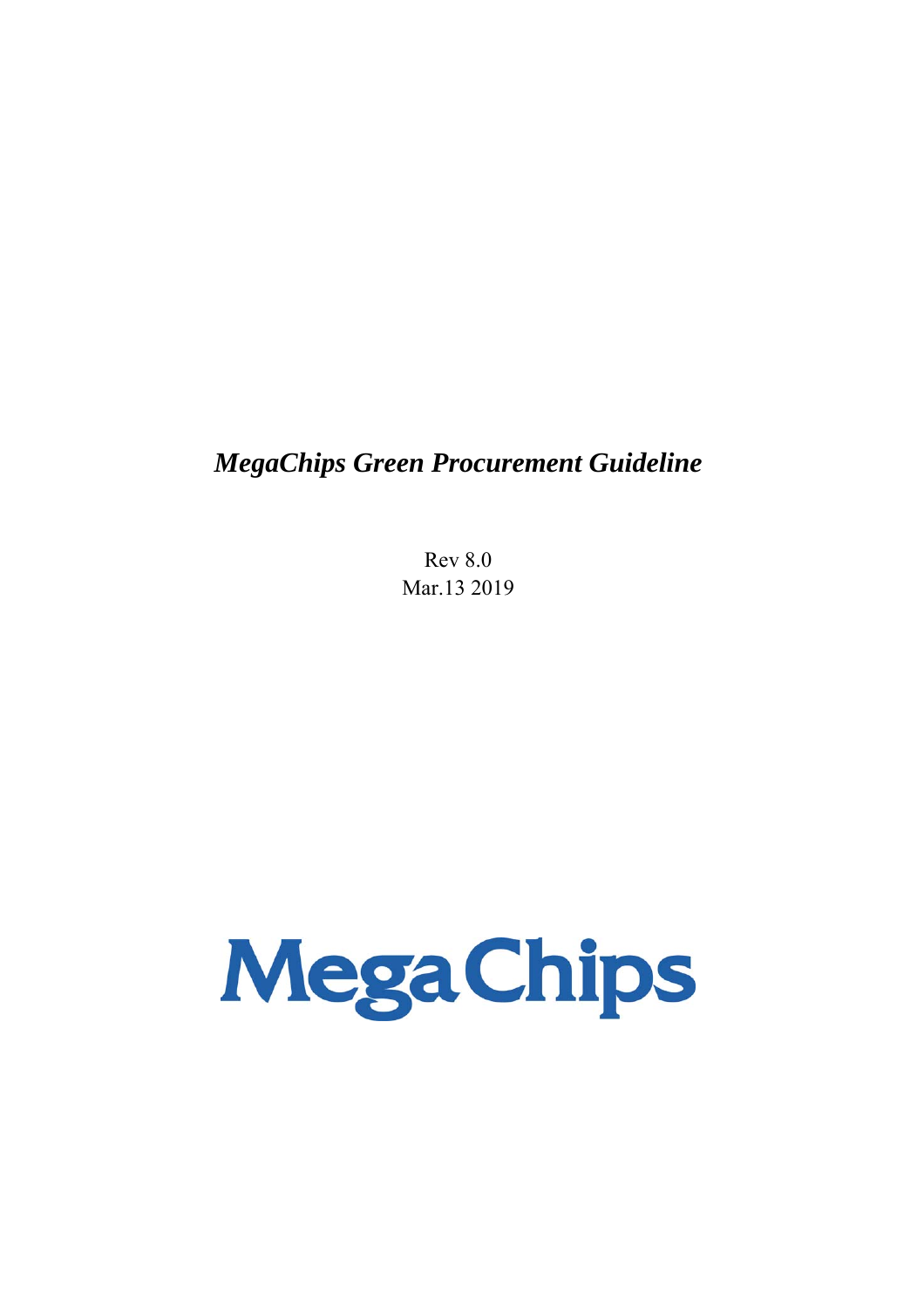# *MegaChips Green Procurement Guideline*

Rev 8.0

Mar.13 2019

MegaChips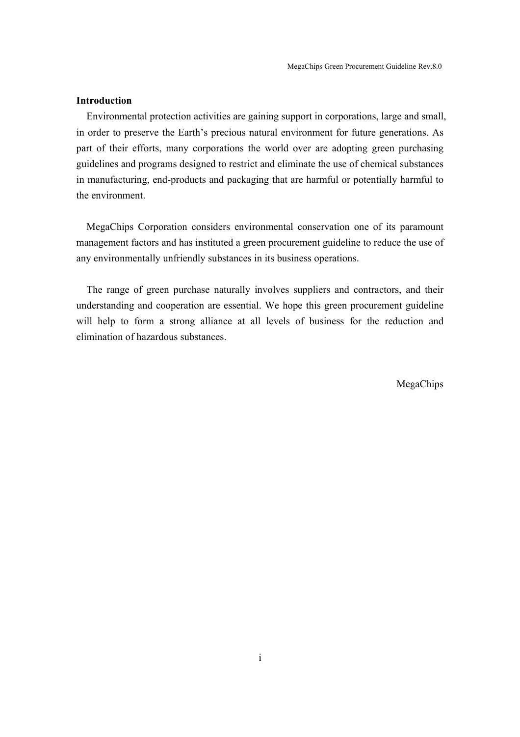## Introduction

Environmental protection activities are gaining support in corporations, large and small, in order to preserve the Earth's precious natural environment for future generations. As part of their efforts, many corporations the world over are adopting green purchasing guidelines and programs designed to restrict and eliminate the use of chemical substances in manufacturing, end-products and packaging that are harmful or potentially harmful to the environment.

MegaChips Corporation considers environmental conservation one of its paramount management factors and has instituted a green procurement guideline to reduce the use of any environmentally unfriendly substances in its business operations.

The range of green purchase naturally involves suppliers and contractors, and their understanding and cooperation are essential. We hope this green procurement guideline will help to form a strong alliance at all levels of business for the reduction and elimination of hazardous substances.

MegaChips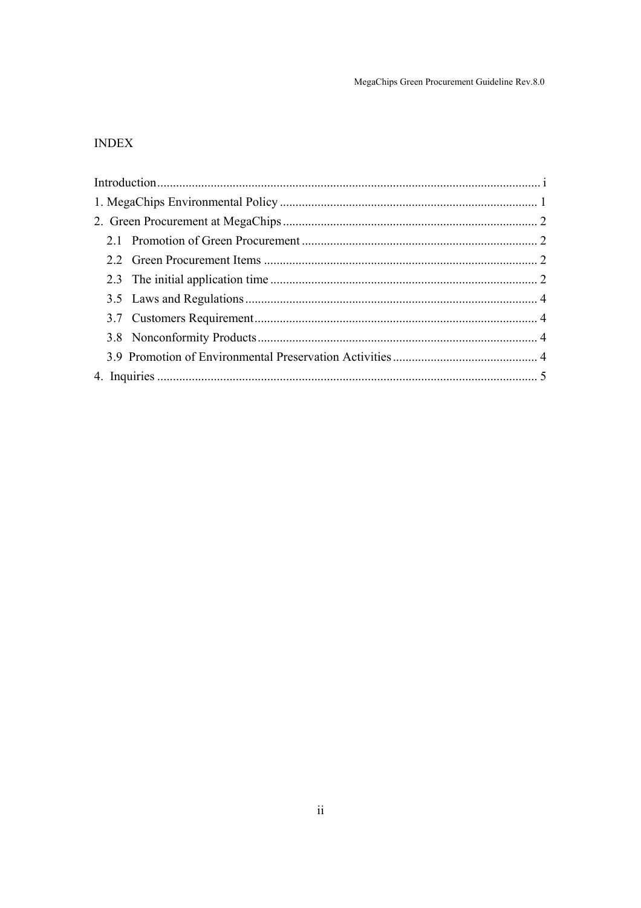## INDEX

Introduction ........................................................................................................................ i
1. MegaChips Environmental Policy ................................................................................. 1
2. Green Procurement at MegaChips ................................................................................ 2
   2.1 Promotion of Green Procurement ........................................................................... 2
   2.2 Green Procurement Items ....................................................................................... 2
   2.3 The initial application time ..................................................................................... 2
   3.5 Laws and Regulations ............................................................................................. 4
   3.7 Customers Requirement .......................................................................................... 4
   3.8 Nonconformity Products ......................................................................................... 4
   3.9 Promotion of Environmental Preservation Activities .............................................. 4
4. Inquiries ......................................................................................................................... 5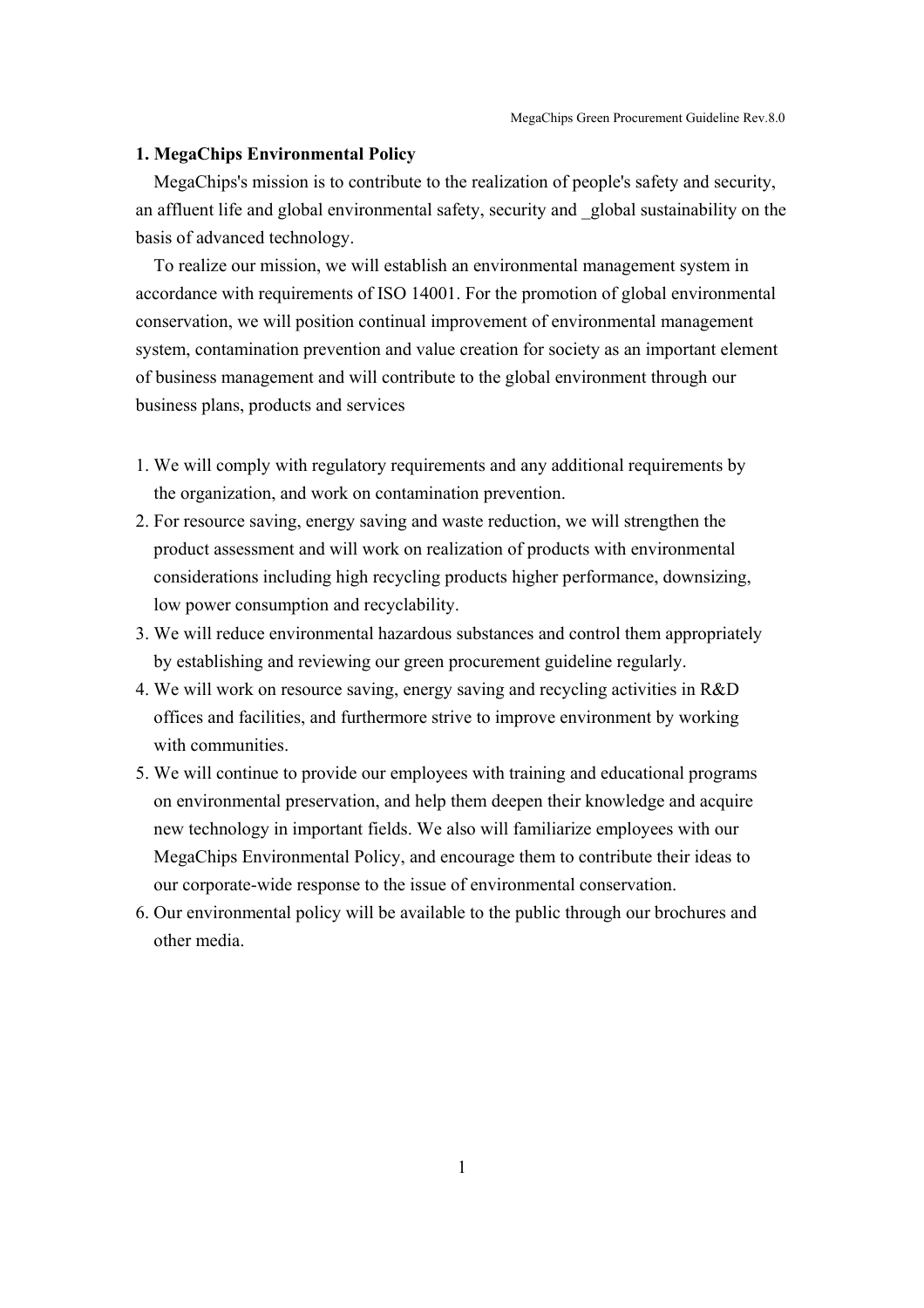## 1. MegaChips Environmental Policy

MegaChips's mission is to contribute to the realization of people's safety and security, an affluent life and global environmental safety, security and _global sustainability on the basis of advanced technology.

To realize our mission, we will establish an environmental management system in accordance with requirements of ISO 14001. For the promotion of global environmental conservation, we will position continual improvement of environmental management system, contamination prevention and value creation for society as an important element of business management and will contribute to the global environment through our business plans, products and services

1. We will comply with regulatory requirements and any additional requirements by the organization, and work on contamination prevention.
2. For resource saving, energy saving and waste reduction, we will strengthen the product assessment and will work on realization of products with environmental considerations including high recycling products higher performance, downsizing, low power consumption and recyclability.
3. We will reduce environmental hazardous substances and control them appropriately by establishing and reviewing our green procurement guideline regularly.
4. We will work on resource saving, energy saving and recycling activities in R&D offices and facilities, and furthermore strive to improve environment by working with communities.
5. We will continue to provide our employees with training and educational programs on environmental preservation, and help them deepen their knowledge and acquire new technology in important fields. We also will familiarize employees with our MegaChips Environmental Policy, and encourage them to contribute their ideas to our corporate-wide response to the issue of environmental conservation.
6. Our environmental policy will be available to the public through our brochures and other media.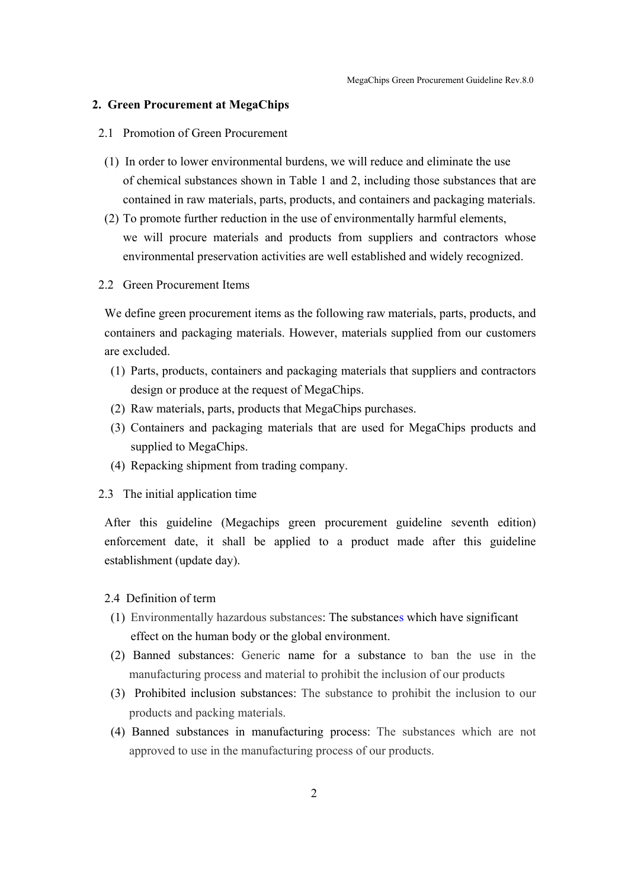## 2. Green Procurement at MegaChips

2.1 Promotion of Green Procurement

(1) In order to lower environmental burdens, we will reduce and eliminate the use of chemical substances shown in Table 1 and 2, including those substances that are contained in raw materials, parts, products, and containers and packaging materials.

(2) To promote further reduction in the use of environmentally harmful elements, we will procure materials and products from suppliers and contractors whose environmental preservation activities are well established and widely recognized.

2.2 Green Procurement Items

We define green procurement items as the following raw materials, parts, products, and containers and packaging materials. However, materials supplied from our customers are excluded.

(1) Parts, products, containers and packaging materials that suppliers and contractors design or produce at the request of MegaChips.
(2) Raw materials, parts, products that MegaChips purchases.
(3) Containers and packaging materials that are used for MegaChips products and supplied to MegaChips.
(4) Repacking shipment from trading company.

2.3 The initial application time

After this guideline (Megachips green procurement guideline seventh edition) enforcement date, it shall be applied to a product made after this guideline establishment (update day).

2.4 Definition of term

(1) Environmentally hazardous substances: The substances which have significant effect on the human body or the global environment.
(2) Banned substances: Generic name for a substance to ban the use in the manufacturing process and material to prohibit the inclusion of our products
(3) Prohibited inclusion substances: The substance to prohibit the inclusion to our products and packing materials.
(4) Banned substances in manufacturing process: The substances which are not approved to use in the manufacturing process of our products.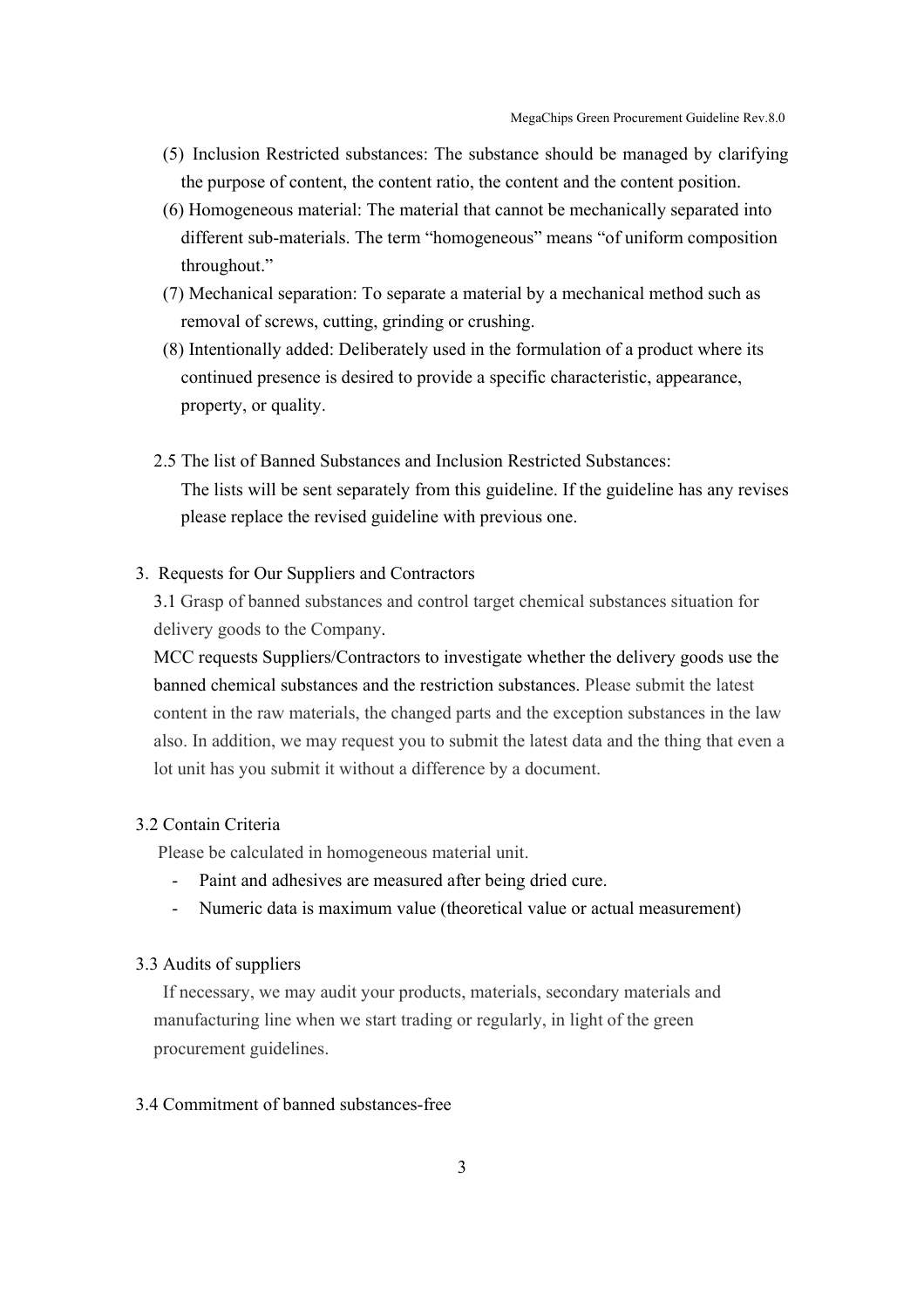(5) Inclusion Restricted substances: The substance should be managed by clarifying the purpose of content, the content ratio, the content and the content position.

(6) Homogeneous material: The material that cannot be mechanically separated into different sub-materials. The term "homogeneous" means "of uniform composition throughout."

(7) Mechanical separation: To separate a material by a mechanical method such as removal of screws, cutting, grinding or crushing.

(8) Intentionally added: Deliberately used in the formulation of a product where its continued presence is desired to provide a specific characteristic, appearance, property, or quality.

2.5 The list of Banned Substances and Inclusion Restricted Substances:
The lists will be sent separately from this guideline. If the guideline has any revises please replace the revised guideline with previous one.

## 3. Requests for Our Suppliers and Contractors

### 3.1 Grasp of banned substances and control target chemical substances situation for delivery goods to the Company.

MCC requests Suppliers/Contractors to investigate whether the delivery goods use the banned chemical substances and the restriction substances. Please submit the latest content in the raw materials, the changed parts and the exception substances in the law also. In addition, we may request you to submit the latest data and the thing that even a lot unit has you submit it without a difference by a document.

### 3.2 Contain Criteria

Please be calculated in homogeneous material unit.

- Paint and adhesives are measured after being dried cure.
- Numeric data is maximum value (theoretical value or actual measurement)

### 3.3 Audits of suppliers

If necessary, we may audit your products, materials, secondary materials and manufacturing line when we start trading or regularly, in light of the green procurement guidelines.

### 3.4 Commitment of banned substances-free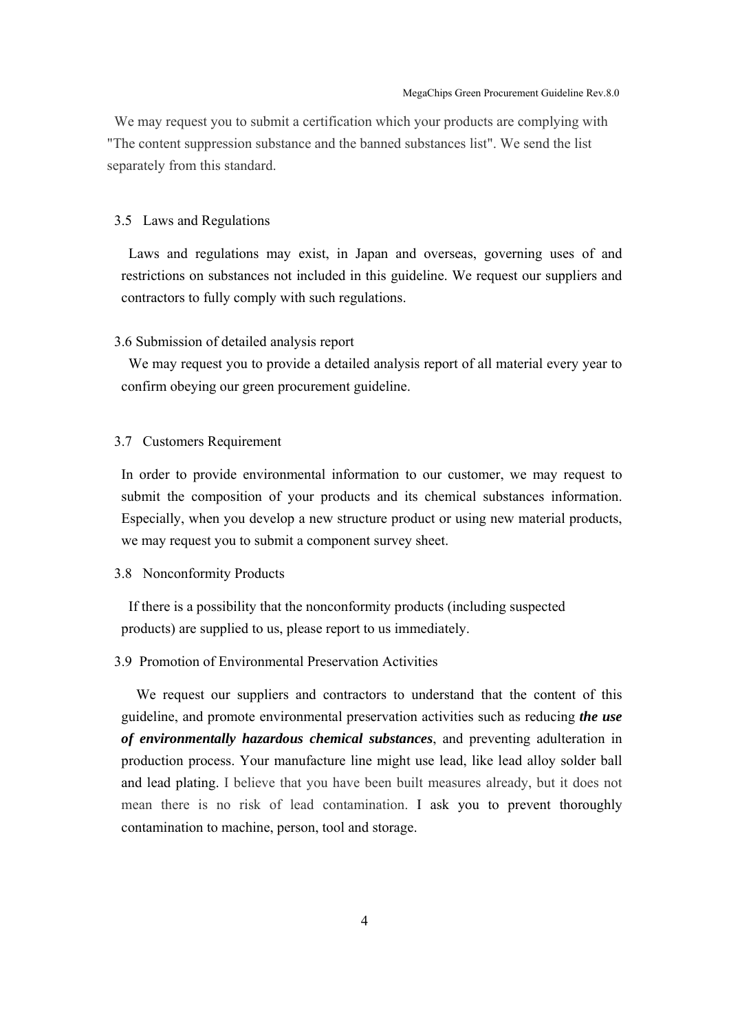We may request you to submit a certification which your products are complying with "The content suppression substance and the banned substances list". We send the list separately from this standard.

### 3.5 Laws and Regulations

Laws and regulations may exist, in Japan and overseas, governing uses of and restrictions on substances not included in this guideline. We request our suppliers and contractors to fully comply with such regulations.

### 3.6 Submission of detailed analysis report

We may request you to provide a detailed analysis report of all material every year to confirm obeying our green procurement guideline.

### 3.7 Customers Requirement

In order to provide environmental information to our customer, we may request to submit the composition of your products and its chemical substances information. Especially, when you develop a new structure product or using new material products, we may request you to submit a component survey sheet.

### 3.8 Nonconformity Products

If there is a possibility that the nonconformity products (including suspected products) are supplied to us, please report to us immediately.

### 3.9 Promotion of Environmental Preservation Activities

We request our suppliers and contractors to understand that the content of this guideline, and promote environmental preservation activities such as reducing ***the use of environmentally hazardous chemical substances***, and preventing adulteration in production process. Your manufacture line might use lead, like lead alloy solder ball and lead plating. I believe that you have been built measures already, but it does not mean there is no risk of lead contamination. I ask you to prevent thoroughly contamination to machine, person, tool and storage.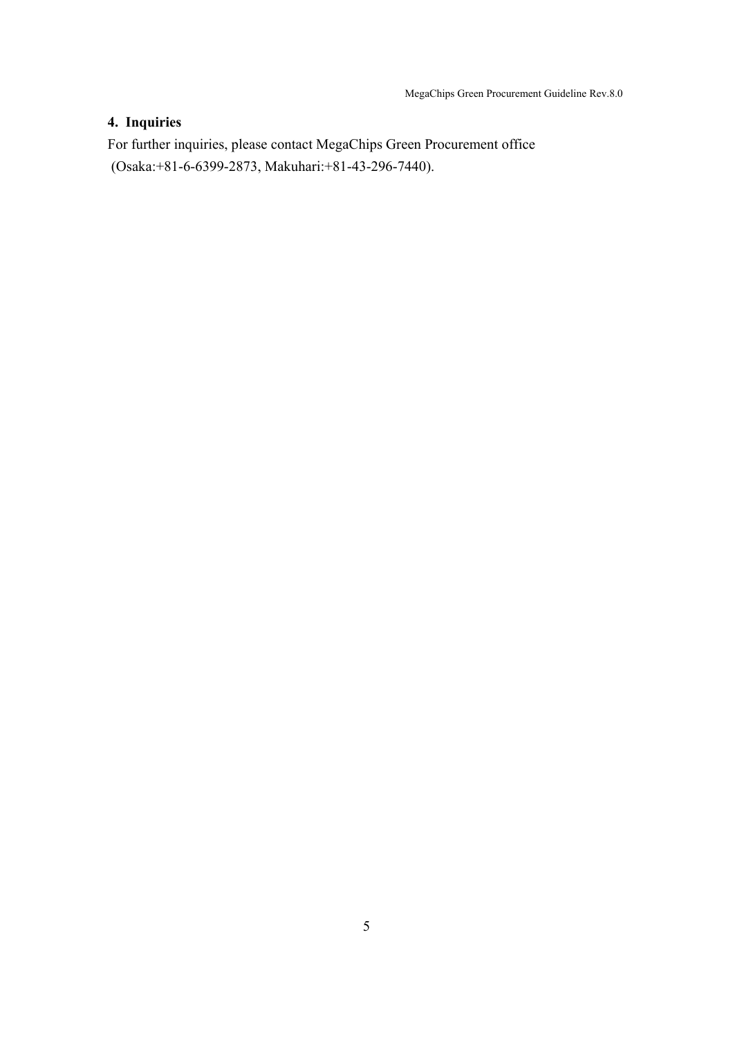## 4. Inquiries

For further inquiries, please contact MegaChips Green Procurement office
(Osaka:+81-6-6399-2873, Makuhari:+81-43-296-7440).